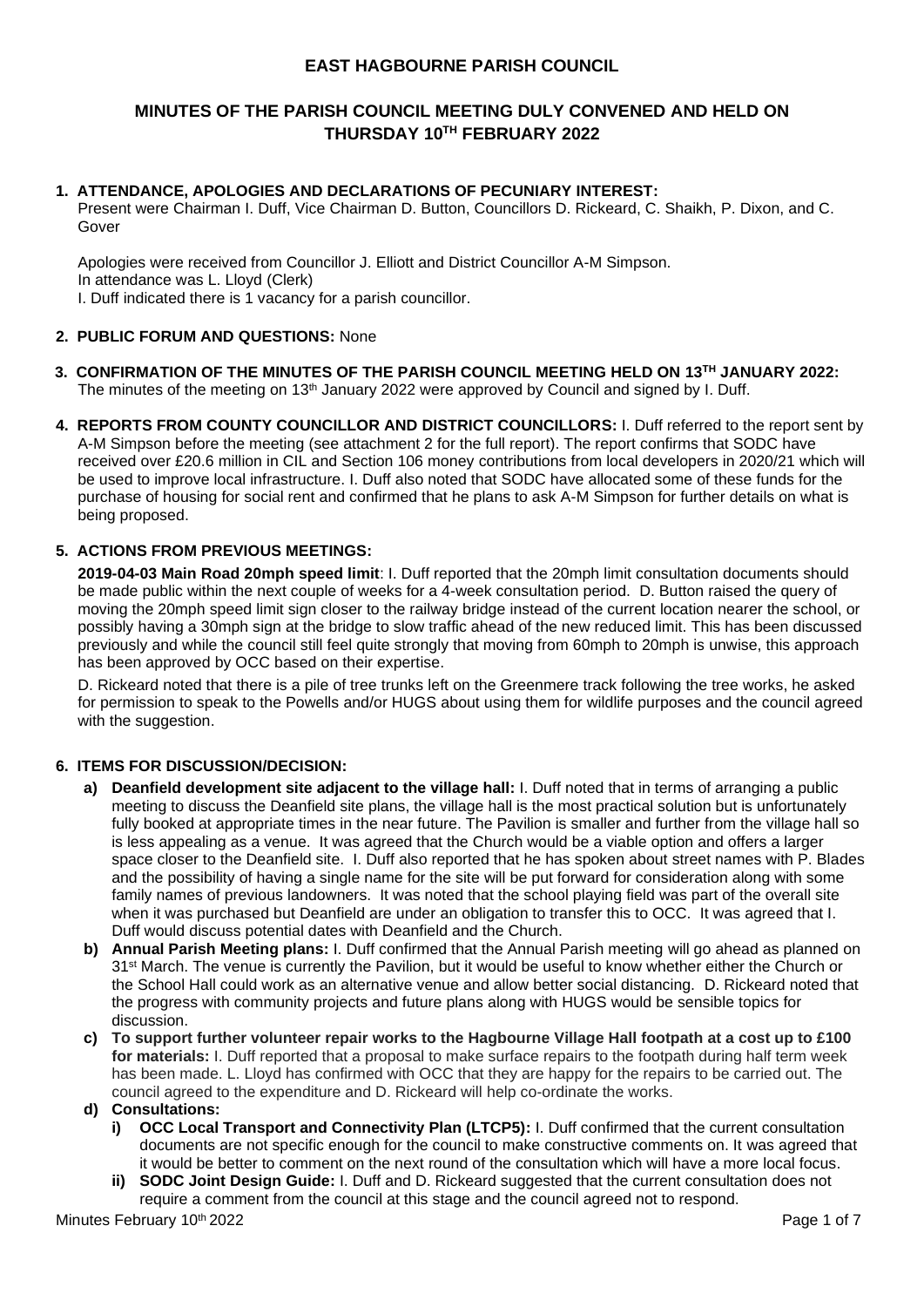# EAST HAGBOURNE PARISH COUNCIL

## MINUTES OF THE PARISH COUNCIL MEETING DULY CONVENED AND HELD ON THURSDAY 10TH FEBRUARY 2022

### 1. ATTENDANCE, APOLOGIES AND DECLARATIONS OF PECUNIARY INTEREST:

Present were Chairman I. Duff, Vice Chairman D. Button, Councillors D. Rickeard, C. Shaikh, P. Dixon, and C. Gover

Apologies were received from Councillor J. Elliott and District Councillor A-M Simpson.
In attendance was L. Lloyd (Clerk)
I. Duff indicated there is 1 vacancy for a parish councillor.

### 2. PUBLIC FORUM AND QUESTIONS: None

### 3. CONFIRMATION OF THE MINUTES OF THE PARISH COUNCIL MEETING HELD ON 13TH JANUARY 2022:

The minutes of the meeting on 13th January 2022 were approved by Council and signed by I. Duff.

### 4. REPORTS FROM COUNTY COUNCILLOR AND DISTRICT COUNCILLORS:

I. Duff referred to the report sent by A-M Simpson before the meeting (see attachment 2 for the full report). The report confirms that SODC have received over £20.6 million in CIL and Section 106 money contributions from local developers in 2020/21 which will be used to improve local infrastructure. I. Duff also noted that SODC have allocated some of these funds for the purchase of housing for social rent and confirmed that he plans to ask A-M Simpson for further details on what is being proposed.

### 5. ACTIONS FROM PREVIOUS MEETINGS:

**2019-04-03 Main Road 20mph speed limit**: I. Duff reported that the 20mph limit consultation documents should be made public within the next couple of weeks for a 4-week consultation period. D. Button raised the query of moving the 20mph speed limit sign closer to the railway bridge instead of the current location nearer the school, or possibly having a 30mph sign at the bridge to slow traffic ahead of the new reduced limit. This has been discussed previously and while the council still feel quite strongly that moving from 60mph to 20mph is unwise, this approach has been approved by OCC based on their expertise.

D. Rickeard noted that there is a pile of tree trunks left on the Greenmere track following the tree works, he asked for permission to speak to the Powells and/or HUGS about using them for wildlife purposes and the council agreed with the suggestion.

### 6. ITEMS FOR DISCUSSION/DECISION:

a) **Deanfield development site adjacent to the village hall:** I. Duff noted that in terms of arranging a public meeting to discuss the Deanfield site plans, the village hall is the most practical solution but is unfortunately fully booked at appropriate times in the near future. The Pavilion is smaller and further from the village hall so is less appealing as a venue. It was agreed that the Church would be a viable option and offers a larger space closer to the Deanfield site. I. Duff also reported that he has spoken about street names with P. Blades and the possibility of having a single name for the site will be put forward for consideration along with some family names of previous landowners. It was noted that the school playing field was part of the overall site when it was purchased but Deanfield are under an obligation to transfer this to OCC. It was agreed that I. Duff would discuss potential dates with Deanfield and the Church.

b) **Annual Parish Meeting plans:** I. Duff confirmed that the Annual Parish meeting will go ahead as planned on 31st March. The venue is currently the Pavilion, but it would be useful to know whether either the Church or the School Hall could work as an alternative venue and allow better social distancing. D. Rickeard noted that the progress with community projects and future plans along with HUGS would be sensible topics for discussion.

c) **To support further volunteer repair works to the Hagbourne Village Hall footpath at a cost up to £100 for materials:** I. Duff reported that a proposal to make surface repairs to the footpath during half term week has been made. L. Lloyd has confirmed with OCC that they are happy for the repairs to be carried out. The council agreed to the expenditure and D. Rickeard will help co-ordinate the works.

d) **Consultations:**

   i) **OCC Local Transport and Connectivity Plan (LTCP5):** I. Duff confirmed that the current consultation documents are not specific enough for the council to make constructive comments on. It was agreed that it would be better to comment on the next round of the consultation which will have a more local focus.

   ii) **SODC Joint Design Guide:** I. Duff and D. Rickeard suggested that the current consultation does not require a comment from the council at this stage and the council agreed not to respond.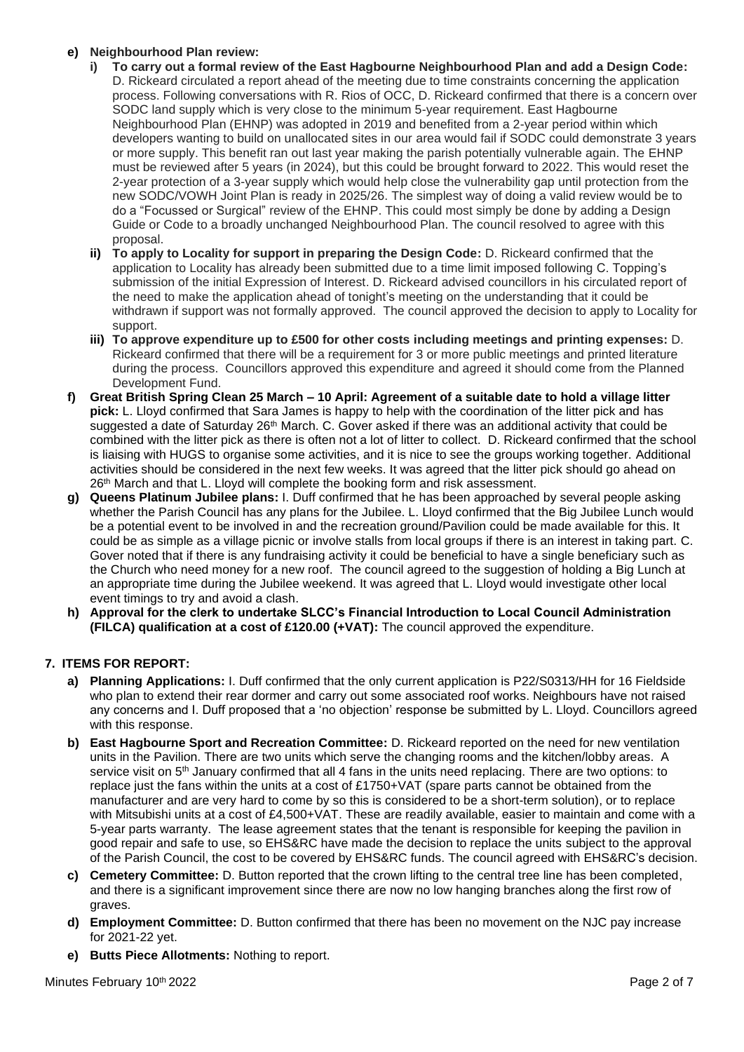- **e) Neighbourhood Plan review:**
  - **i) To carry out a formal review of the East Hagbourne Neighbourhood Plan and add a Design Code:** D. Rickeard circulated a report ahead of the meeting due to time constraints concerning the application process. Following conversations with R. Rios of OCC, D. Rickeard confirmed that there is a concern over SODC land supply which is very close to the minimum 5-year requirement. East Hagbourne Neighbourhood Plan (EHNP) was adopted in 2019 and benefited from a 2-year period within which developers wanting to build on unallocated sites in our area would fail if SODC could demonstrate 3 years or more supply. This benefit ran out last year making the parish potentially vulnerable again. The EHNP must be reviewed after 5 years (in 2024), but this could be brought forward to 2022. This would reset the 2-year protection of a 3-year supply which would help close the vulnerability gap until protection from the new SODC/VOWH Joint Plan is ready in 2025/26. The simplest way of doing a valid review would be to do a "Focussed or Surgical" review of the EHNP. This could most simply be done by adding a Design Guide or Code to a broadly unchanged Neighbourhood Plan. The council resolved to agree with this proposal.
  - **ii) To apply to Locality for support in preparing the Design Code:** D. Rickeard confirmed that the application to Locality has already been submitted due to a time limit imposed following C. Topping's submission of the initial Expression of Interest. D. Rickeard advised councillors in his circulated report of the need to make the application ahead of tonight's meeting on the understanding that it could be withdrawn if support was not formally approved. The council approved the decision to apply to Locality for support.
  - **iii) To approve expenditure up to £500 for other costs including meetings and printing expenses:** D. Rickeard confirmed that there will be a requirement for 3 or more public meetings and printed literature during the process. Councillors approved this expenditure and agreed it should come from the Planned Development Fund.
- **f) Great British Spring Clean 25 March – 10 April: Agreement of a suitable date to hold a village litter pick:** L. Lloyd confirmed that Sara James is happy to help with the coordination of the litter pick and has suggested a date of Saturday 26th March. C. Gover asked if there was an additional activity that could be combined with the litter pick as there is often not a lot of litter to collect. D. Rickeard confirmed that the school is liaising with HUGS to organise some activities, and it is nice to see the groups working together. Additional activities should be considered in the next few weeks. It was agreed that the litter pick should go ahead on 26th March and that L. Lloyd will complete the booking form and risk assessment.
- **g) Queens Platinum Jubilee plans:** I. Duff confirmed that he has been approached by several people asking whether the Parish Council has any plans for the Jubilee. L. Lloyd confirmed that the Big Jubilee Lunch would be a potential event to be involved in and the recreation ground/Pavilion could be made available for this. It could be as simple as a village picnic or involve stalls from local groups if there is an interest in taking part. C. Gover noted that if there is any fundraising activity it could be beneficial to have a single beneficiary such as the Church who need money for a new roof. The council agreed to the suggestion of holding a Big Lunch at an appropriate time during the Jubilee weekend. It was agreed that L. Lloyd would investigate other local event timings to try and avoid a clash.
- **h) Approval for the clerk to undertake SLCC's Financial Introduction to Local Council Administration (FILCA) qualification at a cost of £120.00 (+VAT):** The council approved the expenditure.

## 7. ITEMS FOR REPORT:

- **a) Planning Applications:** I. Duff confirmed that the only current application is P22/S0313/HH for 16 Fieldside who plan to extend their rear dormer and carry out some associated roof works. Neighbours have not raised any concerns and I. Duff proposed that a 'no objection' response be submitted by L. Lloyd. Councillors agreed with this response.
- **b) East Hagbourne Sport and Recreation Committee:** D. Rickeard reported on the need for new ventilation units in the Pavilion. There are two units which serve the changing rooms and the kitchen/lobby areas. A service visit on 5th January confirmed that all 4 fans in the units need replacing. There are two options: to replace just the fans within the units at a cost of £1750+VAT (spare parts cannot be obtained from the manufacturer and are very hard to come by so this is considered to be a short-term solution), or to replace with Mitsubishi units at a cost of £4,500+VAT. These are readily available, easier to maintain and come with a 5-year parts warranty. The lease agreement states that the tenant is responsible for keeping the pavilion in good repair and safe to use, so EHS&RC have made the decision to replace the units subject to the approval of the Parish Council, the cost to be covered by EHS&RC funds. The council agreed with EHS&RC's decision.
- **c) Cemetery Committee:** D. Button reported that the crown lifting to the central tree line has been completed, and there is a significant improvement since there are now no low hanging branches along the first row of graves.
- **d) Employment Committee:** D. Button confirmed that there has been no movement on the NJC pay increase for 2021-22 yet.
- **e) Butts Piece Allotments:** Nothing to report.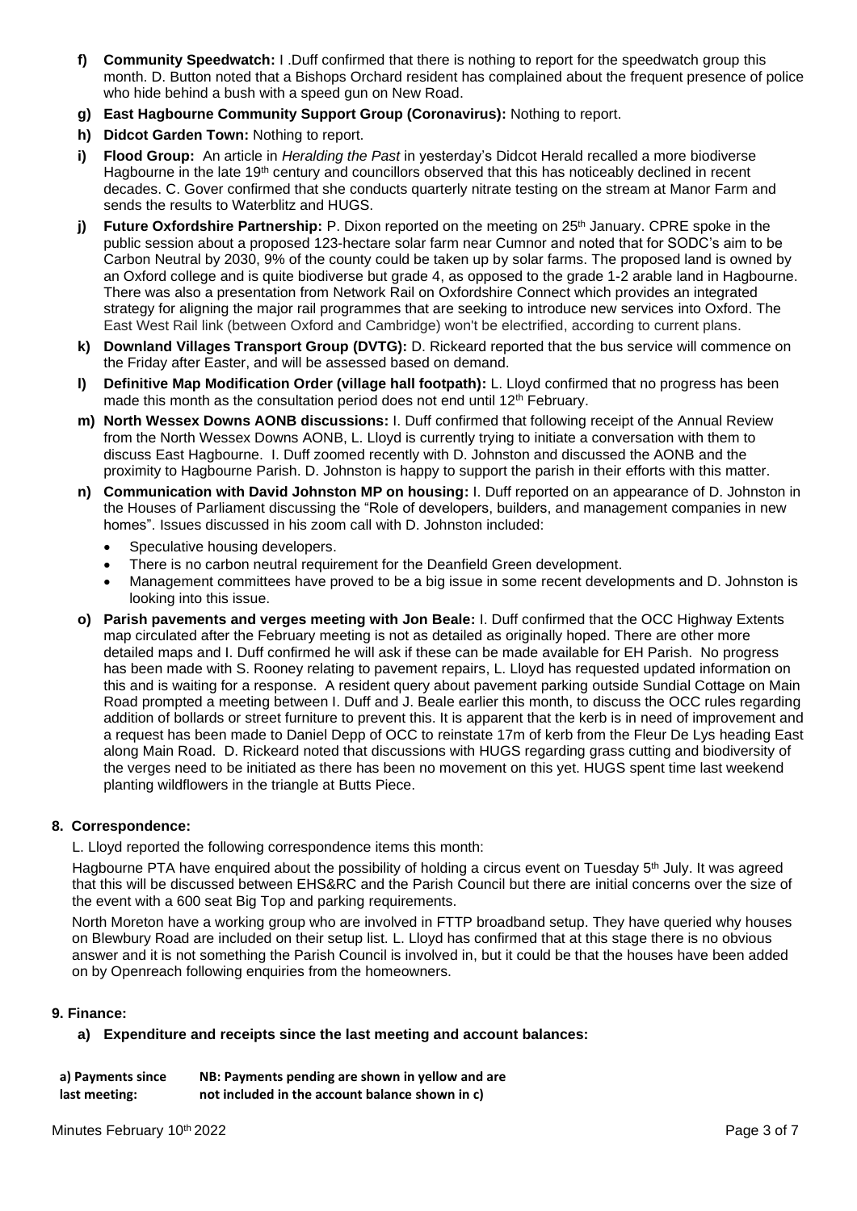- **f) Community Speedwatch:** I .Duff confirmed that there is nothing to report for the speedwatch group this month. D. Button noted that a Bishops Orchard resident has complained about the frequent presence of police who hide behind a bush with a speed gun on New Road.
- **g) East Hagbourne Community Support Group (Coronavirus):** Nothing to report.
- **h) Didcot Garden Town:** Nothing to report.
- **i) Flood Group:** An article in *Heralding the Past* in yesterday's Didcot Herald recalled a more biodiverse Hagbourne in the late 19th century and councillors observed that this has noticeably declined in recent decades. C. Gover confirmed that she conducts quarterly nitrate testing on the stream at Manor Farm and sends the results to Waterblitz and HUGS.
- **j) Future Oxfordshire Partnership:** P. Dixon reported on the meeting on 25th January. CPRE spoke in the public session about a proposed 123-hectare solar farm near Cumnor and noted that for SODC's aim to be Carbon Neutral by 2030, 9% of the county could be taken up by solar farms. The proposed land is owned by an Oxford college and is quite biodiverse but grade 4, as opposed to the grade 1-2 arable land in Hagbourne. There was also a presentation from Network Rail on Oxfordshire Connect which provides an integrated strategy for aligning the major rail programmes that are seeking to introduce new services into Oxford. The East West Rail link (between Oxford and Cambridge) won't be electrified, according to current plans.
- **k) Downland Villages Transport Group (DVTG):** D. Rickeard reported that the bus service will commence on the Friday after Easter, and will be assessed based on demand.
- **l) Definitive Map Modification Order (village hall footpath):** L. Lloyd confirmed that no progress has been made this month as the consultation period does not end until 12th February.
- **m) North Wessex Downs AONB discussions:** I. Duff confirmed that following receipt of the Annual Review from the North Wessex Downs AONB, L. Lloyd is currently trying to initiate a conversation with them to discuss East Hagbourne. I. Duff zoomed recently with D. Johnston and discussed the AONB and the proximity to Hagbourne Parish. D. Johnston is happy to support the parish in their efforts with this matter.
- **n) Communication with David Johnston MP on housing:** I. Duff reported on an appearance of D. Johnston in the Houses of Parliament discussing the "Role of developers, builders, and management companies in new homes". Issues discussed in his zoom call with D. Johnston included:
  - Speculative housing developers.
  - There is no carbon neutral requirement for the Deanfield Green development.
  - Management committees have proved to be a big issue in some recent developments and D. Johnston is looking into this issue.
- **o) Parish pavements and verges meeting with Jon Beale:** I. Duff confirmed that the OCC Highway Extents map circulated after the February meeting is not as detailed as originally hoped. There are other more detailed maps and I. Duff confirmed he will ask if these can be made available for EH Parish. No progress has been made with S. Rooney relating to pavement repairs, L. Lloyd has requested updated information on this and is waiting for a response. A resident query about pavement parking outside Sundial Cottage on Main Road prompted a meeting between I. Duff and J. Beale earlier this month, to discuss the OCC rules regarding addition of bollards or street furniture to prevent this. It is apparent that the kerb is in need of improvement and a request has been made to Daniel Depp of OCC to reinstate 17m of kerb from the Fleur De Lys heading East along Main Road. D. Rickeard noted that discussions with HUGS regarding grass cutting and biodiversity of the verges need to be initiated as there has been no movement on this yet. HUGS spent time last weekend planting wildflowers in the triangle at Butts Piece.

## 8. Correspondence:

L. Lloyd reported the following correspondence items this month:

Hagbourne PTA have enquired about the possibility of holding a circus event on Tuesday 5th July. It was agreed that this will be discussed between EHS&RC and the Parish Council but there are initial concerns over the size of the event with a 600 seat Big Top and parking requirements.

North Moreton have a working group who are involved in FTTP broadband setup. They have queried why houses on Blewbury Road are included on their setup list. L. Lloyd has confirmed that at this stage there is no obvious answer and it is not something the Parish Council is involved in, but it could be that the houses have been added on by Openreach following enquiries from the homeowners.

## 9. Finance:

**a) Expenditure and receipts since the last meeting and account balances:**

| **a) Payments since last meeting:** | **NB: Payments pending are shown in yellow and are not included in the account balance shown in c)** |
|---|---|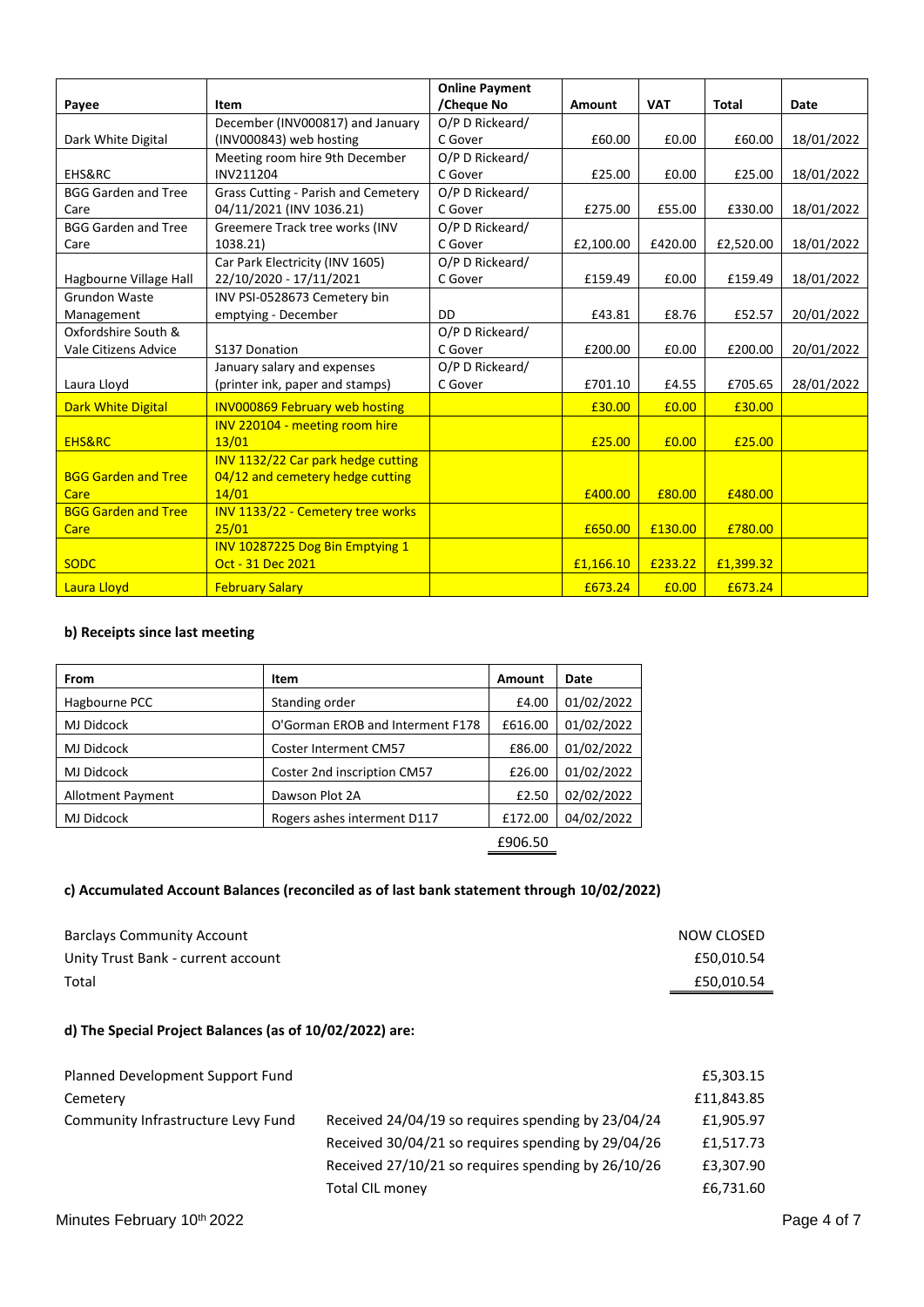| Payee | Item | Online Payment /Cheque No | Amount | VAT | Total | Date |
|---|---|---|---|---|---|---|
| Dark White Digital | December (INV000817) and January (INV000843) web hosting | O/P D Rickeard/ C Gover | £60.00 | £0.00 | £60.00 | 18/01/2022 |
| EHS&RC | Meeting room hire 9th December INV211204 | O/P D Rickeard/ C Gover | £25.00 | £0.00 | £25.00 | 18/01/2022 |
| BGG Garden and Tree Care | Grass Cutting - Parish and Cemetery 04/11/2021 (INV 1036.21) | O/P D Rickeard/ C Gover | £275.00 | £55.00 | £330.00 | 18/01/2022 |
| BGG Garden and Tree Care | Greemere Track tree works (INV 1038.21) | O/P D Rickeard/ C Gover | £2,100.00 | £420.00 | £2,520.00 | 18/01/2022 |
| Hagbourne Village Hall | Car Park Electricity (INV 1605) 22/10/2020 - 17/11/2021 | O/P D Rickeard/ C Gover | £159.49 | £0.00 | £159.49 | 18/01/2022 |
| Grundon Waste Management | INV PSI-0528673 Cemetery bin emptying - December | DD | £43.81 | £8.76 | £52.57 | 20/01/2022 |
| Oxfordshire South & Vale Citizens Advice | S137 Donation | O/P D Rickeard/ C Gover | £200.00 | £0.00 | £200.00 | 20/01/2022 |
| Laura Lloyd | January salary and expenses (printer ink, paper and stamps) | O/P D Rickeard/ C Gover | £701.10 | £4.55 | £705.65 | 28/01/2022 |
| Dark White Digital | INV000869 February web hosting | | £30.00 | £0.00 | £30.00 | |
| EHS&RC | INV 220104 - meeting room hire 13/01 | | £25.00 | £0.00 | £25.00 | |
| BGG Garden and Tree Care | INV 1132/22 Car park hedge cutting 04/12 and cemetery hedge cutting 14/01 | | £400.00 | £80.00 | £480.00 | |
| BGG Garden and Tree Care | INV 1133/22 - Cemetery tree works 25/01 | | £650.00 | £130.00 | £780.00 | |
| SODC | INV 10287225 Dog Bin Emptying 1 Oct - 31 Dec 2021 | | £1,166.10 | £233.22 | £1,399.32 | |
| Laura Lloyd | February Salary | | £673.24 | £0.00 | £673.24 | |

**b) Receipts since last meeting**

| From | Item | Amount | Date |
|---|---|---|---|
| Hagbourne PCC | Standing order | £4.00 | 01/02/2022 |
| MJ Didcock | O'Gorman EROB and Interment F178 | £616.00 | 01/02/2022 |
| MJ Didcock | Coster Interment CM57 | £86.00 | 01/02/2022 |
| MJ Didcock | Coster 2nd inscription CM57 | £26.00 | 01/02/2022 |
| Allotment Payment | Dawson Plot 2A | £2.50 | 02/02/2022 |
| MJ Didcock | Rogers ashes interment D117 | £172.00 | 04/02/2022 |
| | | £906.50 | |

**c) Accumulated Account Balances (reconciled as of last bank statement through 10/02/2022)**

| | |
|---|---|
| Barclays Community Account | NOW CLOSED |
| Unity Trust Bank - current account | £50,010.54 |
| Total | £50,010.54 |

**d) The Special Project Balances (as of 10/02/2022) are:**

| | | |
|---|---|---|
| Planned Development Support Fund | | £5,303.15 |
| Cemetery | | £11,843.85 |
| Community Infrastructure Levy Fund | Received 24/04/19 so requires spending by 23/04/24 | £1,905.97 |
| | Received 30/04/21 so requires spending by 29/04/26 | £1,517.73 |
| | Received 27/10/21 so requires spending by 26/10/26 | £3,307.90 |
| | Total CIL money | £6,731.60 |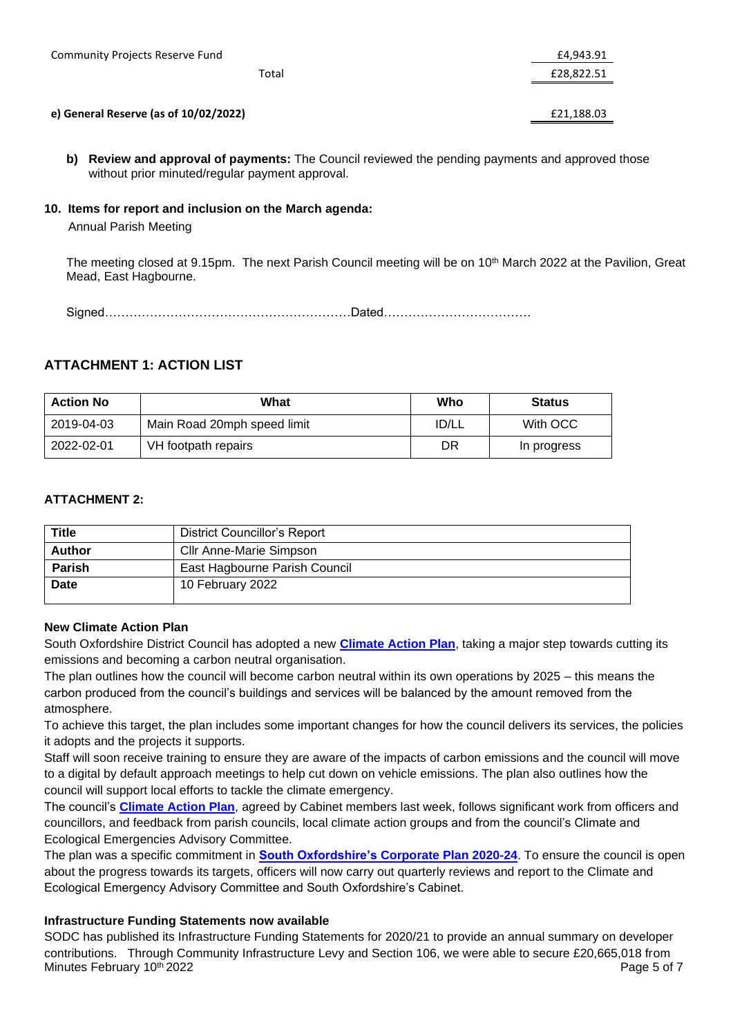| | |
|---|---|
| Community Projects Reserve Fund | £4,943.91 |
| Total | £28,822.51 |

**e) General Reserve (as of 10/02/2022)** £21,188.03

**b) Review and approval of payments:** The Council reviewed the pending payments and approved those without prior minuted/regular payment approval.

**10. Items for report and inclusion on the March agenda:**

Annual Parish Meeting

The meeting closed at 9.15pm. The next Parish Council meeting will be on 10th March 2022 at the Pavilion, Great Mead, East Hagbourne.

Signed……………………………………………………Dated………………………………

## ATTACHMENT 1: ACTION LIST

| Action No | What | Who | Status |
|---|---|---|---|
| 2019-04-03 | Main Road 20mph speed limit | ID/LL | With OCC |
| 2022-02-01 | VH footpath repairs | DR | In progress |

### ATTACHMENT 2:

| | |
|---|---|
| **Title** | District Councillor's Report |
| **Author** | Cllr Anne-Marie Simpson |
| **Parish** | East Hagbourne Parish Council |
| **Date** | 10 February 2022 |

**New Climate Action Plan**

South Oxfordshire District Council has adopted a new **Climate Action Plan**, taking a major step towards cutting its emissions and becoming a carbon neutral organisation.

The plan outlines how the council will become carbon neutral within its own operations by 2025 – this means the carbon produced from the council's buildings and services will be balanced by the amount removed from the atmosphere.

To achieve this target, the plan includes some important changes for how the council delivers its services, the policies it adopts and the projects it supports.

Staff will soon receive training to ensure they are aware of the impacts of carbon emissions and the council will move to a digital by default approach meetings to help cut down on vehicle emissions. The plan also outlines how the council will support local efforts to tackle the climate emergency.

The council's **Climate Action Plan**, agreed by Cabinet members last week, follows significant work from officers and councillors, and feedback from parish councils, local climate action groups and from the council's Climate and Ecological Emergencies Advisory Committee.

The plan was a specific commitment in **South Oxfordshire's Corporate Plan 2020-24**. To ensure the council is open about the progress towards its targets, officers will now carry out quarterly reviews and report to the Climate and Ecological Emergency Advisory Committee and South Oxfordshire's Cabinet.

**Infrastructure Funding Statements now available**

SODC has published its Infrastructure Funding Statements for 2020/21 to provide an annual summary on developer contributions. Through Community Infrastructure Levy and Section 106, we were able to secure £20,665,018 from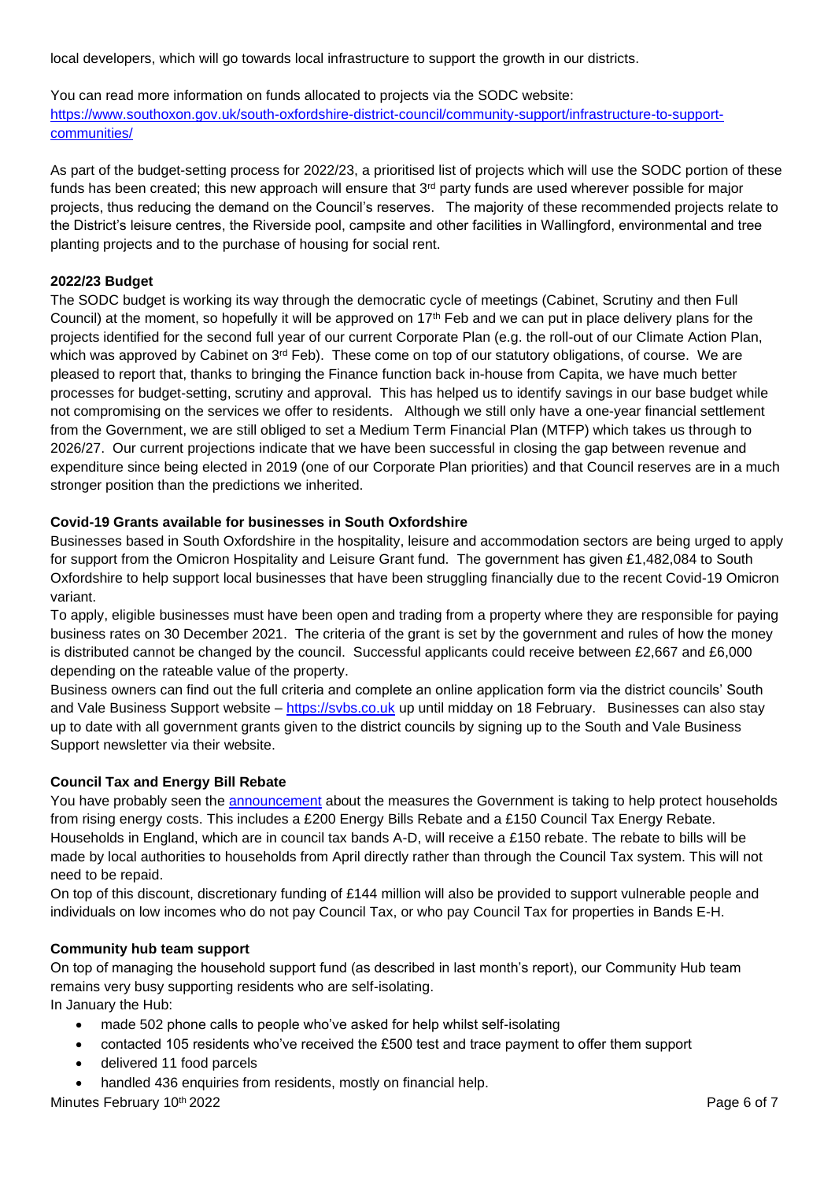local developers, which will go towards local infrastructure to support the growth in our districts.

You can read more information on funds allocated to projects via the SODC website: [https://www.southoxon.gov.uk/south-oxfordshire-district-council/community-support/infrastructure-to-support-communities/](https://www.southoxon.gov.uk/south-oxfordshire-district-council/community-support/infrastructure-to-support-communities/)

As part of the budget-setting process for 2022/23, a prioritised list of projects which will use the SODC portion of these funds has been created; this new approach will ensure that 3rd party funds are used wherever possible for major projects, thus reducing the demand on the Council's reserves. The majority of these recommended projects relate to the District's leisure centres, the Riverside pool, campsite and other facilities in Wallingford, environmental and tree planting projects and to the purchase of housing for social rent.

**2022/23 Budget**

The SODC budget is working its way through the democratic cycle of meetings (Cabinet, Scrutiny and then Full Council) at the moment, so hopefully it will be approved on 17th Feb and we can put in place delivery plans for the projects identified for the second full year of our current Corporate Plan (e.g. the roll-out of our Climate Action Plan, which was approved by Cabinet on 3rd Feb). These come on top of our statutory obligations, of course. We are pleased to report that, thanks to bringing the Finance function back in-house from Capita, we have much better processes for budget-setting, scrutiny and approval. This has helped us to identify savings in our base budget while not compromising on the services we offer to residents. Although we still only have a one-year financial settlement from the Government, we are still obliged to set a Medium Term Financial Plan (MTFP) which takes us through to 2026/27. Our current projections indicate that we have been successful in closing the gap between revenue and expenditure since being elected in 2019 (one of our Corporate Plan priorities) and that Council reserves are in a much stronger position than the predictions we inherited.

**Covid-19 Grants available for businesses in South Oxfordshire**

Businesses based in South Oxfordshire in the hospitality, leisure and accommodation sectors are being urged to apply for support from the Omicron Hospitality and Leisure Grant fund. The government has given £1,482,084 to South Oxfordshire to help support local businesses that have been struggling financially due to the recent Covid-19 Omicron variant.

To apply, eligible businesses must have been open and trading from a property where they are responsible for paying business rates on 30 December 2021. The criteria of the grant is set by the government and rules of how the money is distributed cannot be changed by the council. Successful applicants could receive between £2,667 and £6,000 depending on the rateable value of the property.

Business owners can find out the full criteria and complete an online application form via the district councils' South and Vale Business Support website – [https://svbs.co.uk](https://svbs.co.uk) up until midday on 18 February. Businesses can also stay up to date with all government grants given to the district councils by signing up to the South and Vale Business Support newsletter via their website.

**Council Tax and Energy Bill Rebate**

You have probably seen the announcement about the measures the Government is taking to help protect households from rising energy costs. This includes a £200 Energy Bills Rebate and a £150 Council Tax Energy Rebate. Households in England, which are in council tax bands A-D, will receive a £150 rebate. The rebate to bills will be made by local authorities to households from April directly rather than through the Council Tax system. This will not need to be repaid.

On top of this discount, discretionary funding of £144 million will also be provided to support vulnerable people and individuals on low incomes who do not pay Council Tax, or who pay Council Tax for properties in Bands E-H.

**Community hub team support**

On top of managing the household support fund (as described in last month's report), our Community Hub team remains very busy supporting residents who are self-isolating.

In January the Hub:

- made 502 phone calls to people who've asked for help whilst self-isolating
- contacted 105 residents who've received the £500 test and trace payment to offer them support
- delivered 11 food parcels
- handled 436 enquiries from residents, mostly on financial help.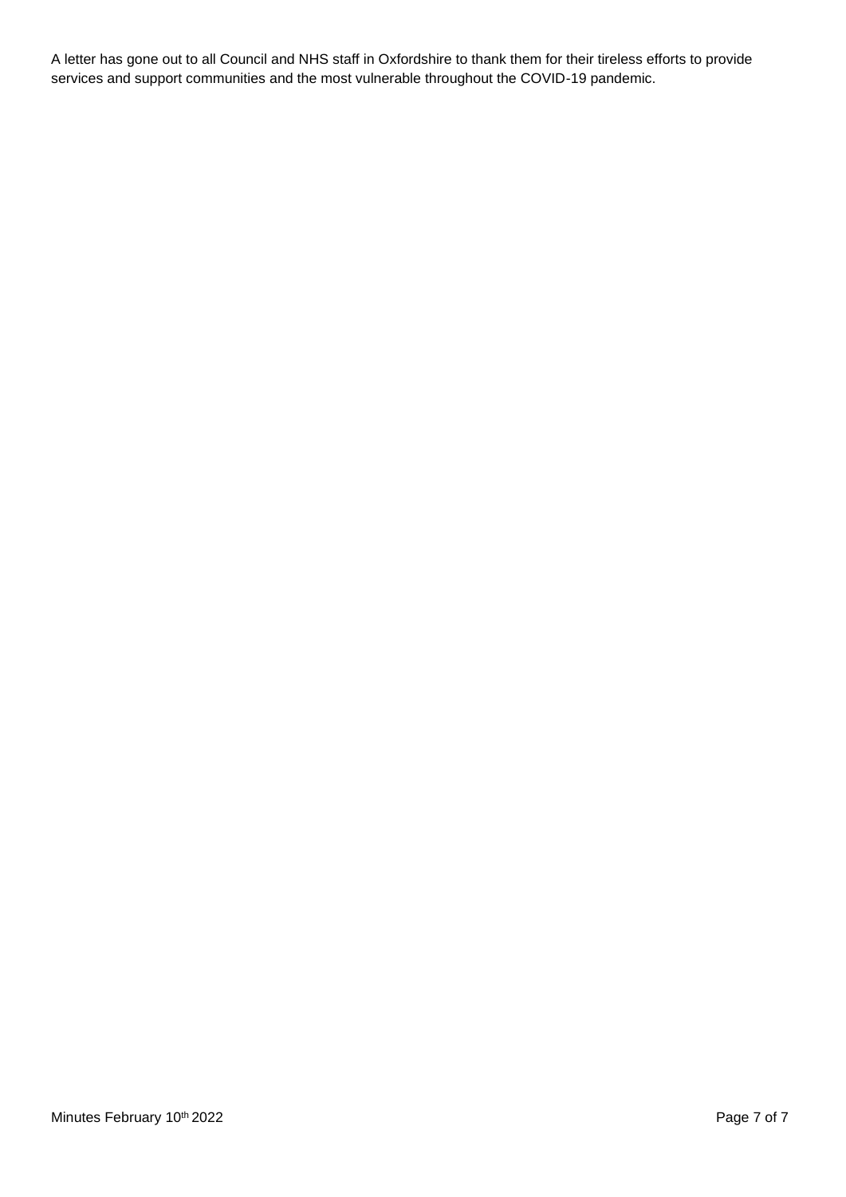A letter has gone out to all Council and NHS staff in Oxfordshire to thank them for their tireless efforts to provide services and support communities and the most vulnerable throughout the COVID-19 pandemic.